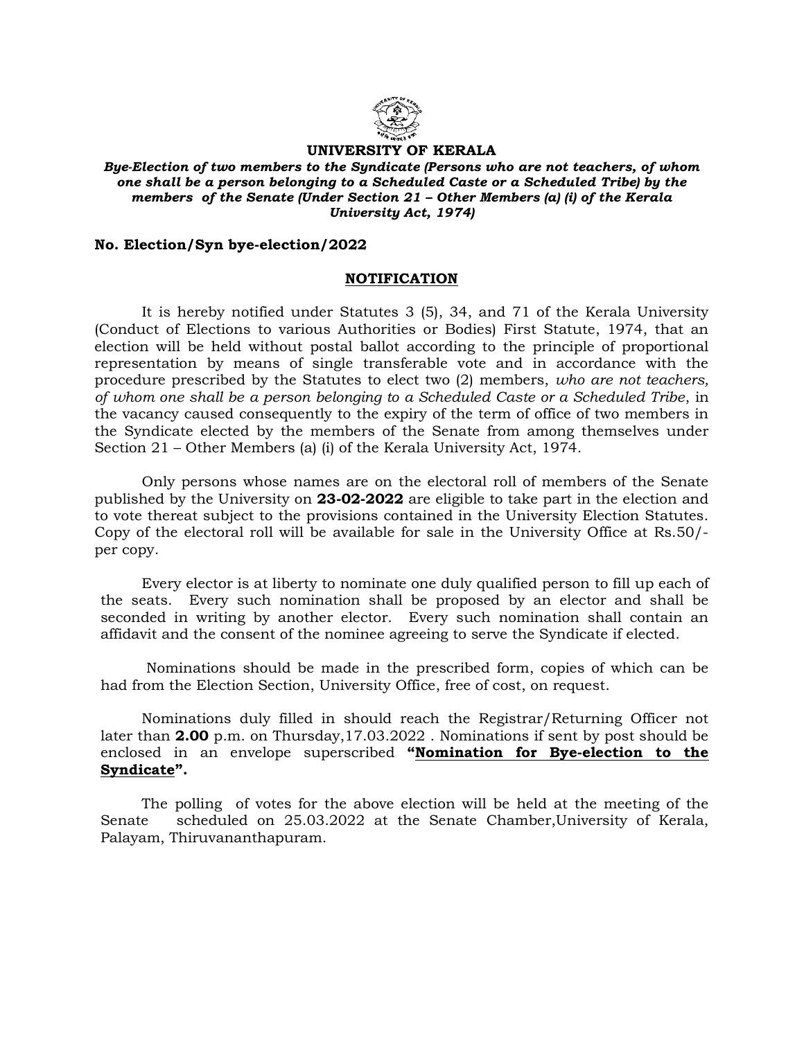# UNIVERSITY OF KERALA

***Bye-Election of two members to the Syndicate (Persons who are not teachers, of whom one shall be a person belonging to a Scheduled Caste or a Scheduled Tribe) by the members of the Senate (Under Section 21 – Other Members (a) (i) of the Kerala University Act, 1974)***

**No. Election/Syn bye-election/2022**

## NOTIFICATION

It is hereby notified under Statutes 3 (5), 34, and 71 of the Kerala University (Conduct of Elections to various Authorities or Bodies) First Statute, 1974, that an election will be held without postal ballot according to the principle of proportional representation by means of single transferable vote and in accordance with the procedure prescribed by the Statutes to elect two (2) members, *who are not teachers, of whom one shall be a person belonging to a Scheduled Caste or a Scheduled Tribe*, in the vacancy caused consequently to the expiry of the term of office of two members in the Syndicate elected by the members of the Senate from among themselves under Section 21 – Other Members (a) (i) of the Kerala University Act, 1974.

Only persons whose names are on the electoral roll of members of the Senate published by the University on **23-02-2022** are eligible to take part in the election and to vote thereat subject to the provisions contained in the University Election Statutes. Copy of the electoral roll will be available for sale in the University Office at Rs.50/- per copy.

Every elector is at liberty to nominate one duly qualified person to fill up each of the seats. Every such nomination shall be proposed by an elector and shall be seconded in writing by another elector. Every such nomination shall contain an affidavit and the consent of the nominee agreeing to serve the Syndicate if elected.

Nominations should be made in the prescribed form, copies of which can be had from the Election Section, University Office, free of cost, on request.

Nominations duly filled in should reach the Registrar/Returning Officer not later than **2.00** p.m. on Thursday,17.03.2022 . Nominations if sent by post should be enclosed in an envelope superscribed **"Nomination for Bye-election to the Syndicate".**

The polling of votes for the above election will be held at the meeting of the Senate scheduled on 25.03.2022 at the Senate Chamber,University of Kerala, Palayam, Thiruvananthapuram.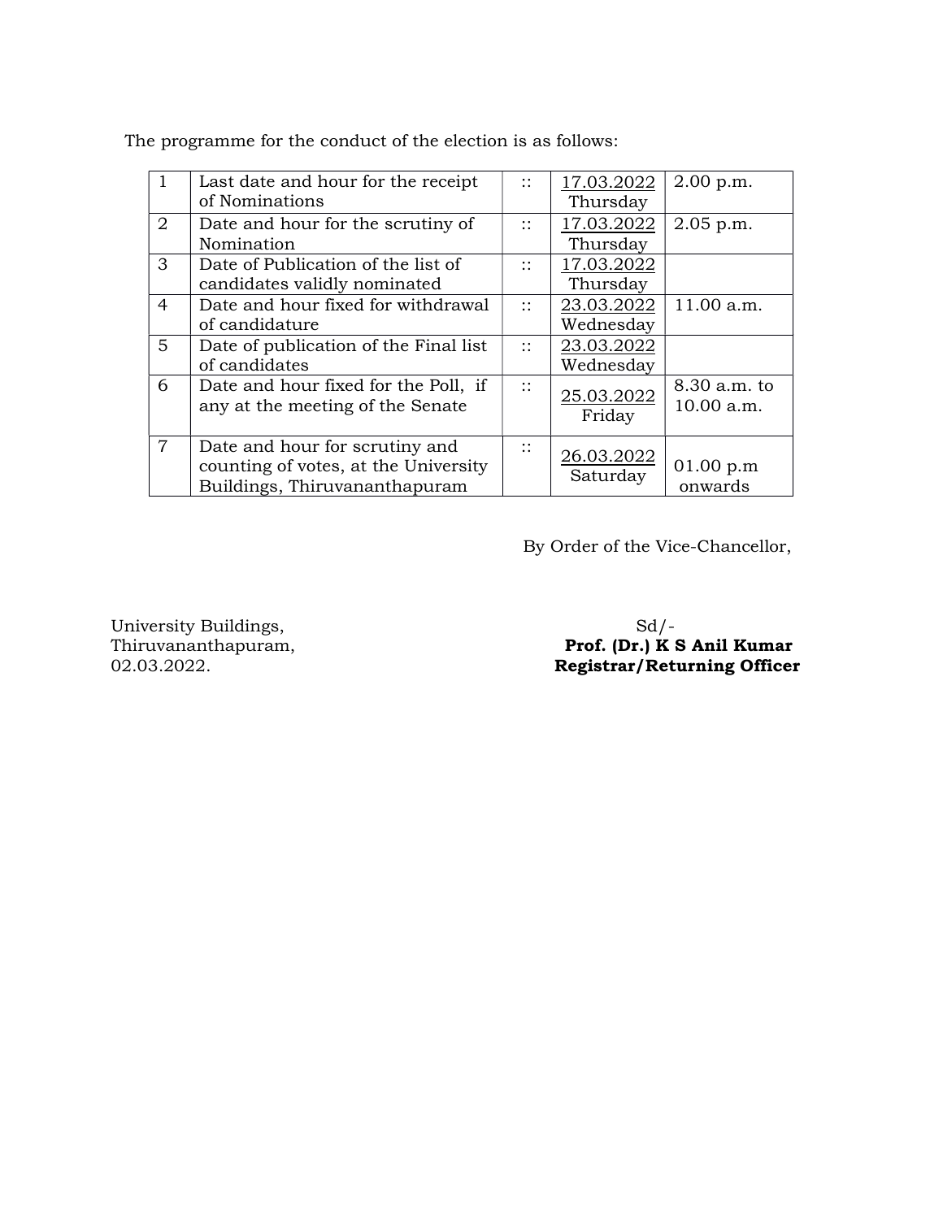The programme for the conduct of the election is as follows:

| | | | | |
|---|---|---|---|---|
| 1 | Last date and hour for the receipt of Nominations | :: | 17.03.2022 Thursday | 2.00 p.m. |
| 2 | Date and hour for the scrutiny of Nomination | :: | 17.03.2022 Thursday | 2.05 p.m. |
| 3 | Date of Publication of the list of candidates validly nominated | :: | 17.03.2022 Thursday | |
| 4 | Date and hour fixed for withdrawal of candidature | :: | 23.03.2022 Wednesday | 11.00 a.m. |
| 5 | Date of publication of the Final list of candidates | :: | 23.03.2022 Wednesday | |
| 6 | Date and hour fixed for the Poll, if any at the meeting of the Senate | :: | 25.03.2022 Friday | 8.30 a.m. to 10.00 a.m. |
| 7 | Date and hour for scrutiny and counting of votes, at the University Buildings, Thiruvananthapuram | :: | 26.03.2022 Saturday | 01.00 p.m onwards |

By Order of the Vice-Chancellor,

Sd/-

**Prof. (Dr.) K S Anil Kumar**

**Registrar/Returning Officer**

University Buildings,
Thiruvananthapuram,
02.03.2022.